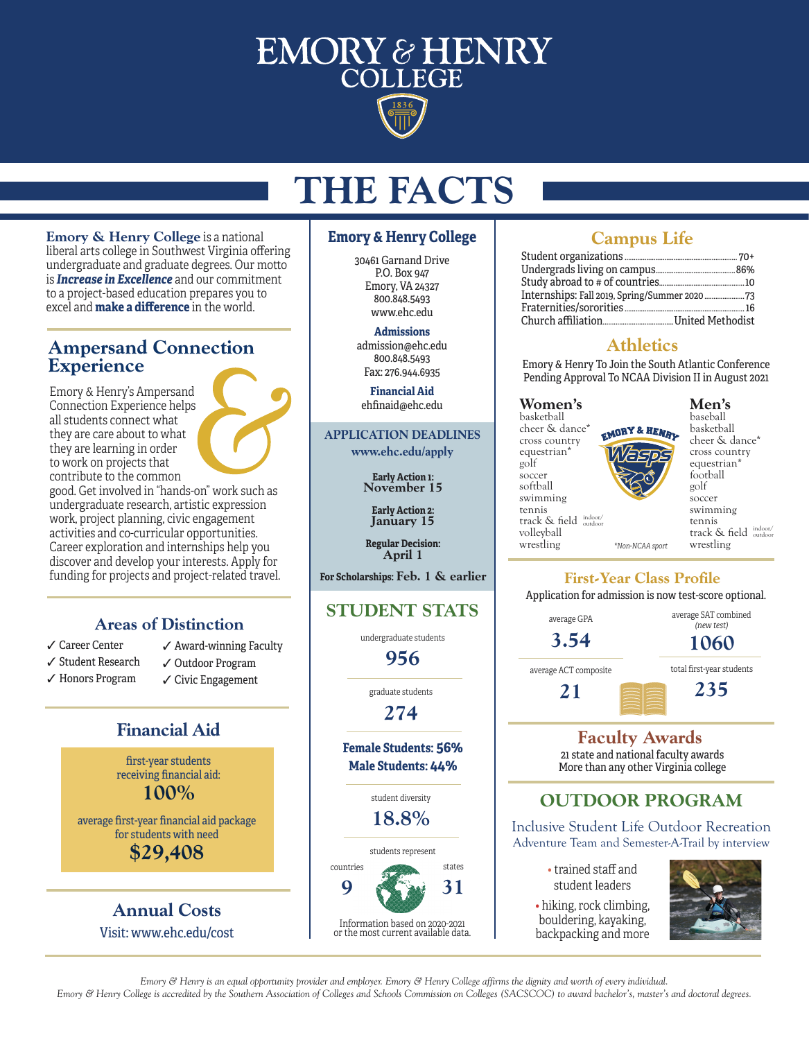# EMORY & HENRY COLLEGE

# THE FACTS

**Emory & Henry College** is a national liberal arts college in Southwest Virginia offering undergraduate and graduate degrees. Our motto is ***Increase in Excellence*** and our commitment to a project-based education prepares you to excel and **make a difference** in the world.

## Ampersand Connection Experience

Emory & Henry's Ampersand Connection Experience helps all students connect what they are care about to what they are learning in order to work on projects that contribute to the common good. Get involved in "hands-on" work such as undergraduate research, artistic expression work, project planning, civic engagement activities and co-curricular opportunities. Career exploration and internships help you discover and develop your interests. Apply for funding for projects and project-related travel.

## Areas of Distinction

- ✓ Career Center
- ✓ Student Research
- ✓ Honors Program
- ✓ Award-winning Faculty
- ✓ Outdoor Program
- ✓ Civic Engagement

## Financial Aid

first-year students receiving financial aid:
**100%**

average first-year financial aid package for students with need
**$29,408**

## Annual Costs

Visit: www.ehc.edu/cost

## Emory & Henry College

30461 Garnand Drive
P.O. Box 947
Emory, VA 24327
800.848.5493
www.ehc.edu

**Admissions**
admission@ehc.edu
800.848.5493
Fax: 276.944.6935

**Financial Aid**
ehfinaid@ehc.edu

### APPLICATION DEADLINES
**www.ehc.edu/apply**

**Early Action 1:**
**November 15**

**Early Action 2:**
**January 15**

**Regular Decision:**
**April 1**

**For Scholarships: Feb. 1 & earlier**

## STUDENT STATS

undergraduate students
**956**

graduate students
**274**

**Female Students: 56%**
**Male Students: 44%**

student diversity
**18.8%**

students represent
countries **9**
states **31**

Information based on 2020-2021 or the most current available data.

## Campus Life

| | |
|---|---|
| Student organizations | 70+ |
| Undergrads living on campus | 86% |
| Study abroad to # of countries | 10 |
| Internships: Fall 2019, Spring/Summer 2020 | 73 |
| Fraternities/sororities | 16 |
| Church affiliation | United Methodist |

## Athletics

Emory & Henry To Join the South Atlantic Conference Pending Approval To NCAA Division II in August 2021

**Women's**
- basketball
- cheer & dance*
- cross country
- equestrian*
- golf
- soccer
- softball
- swimming
- tennis
- track & field indoor/outdoor
- volleyball
- wrestling

**Men's**
- baseball
- basketball
- cheer & dance*
- cross country
- equestrian*
- football
- golf
- soccer
- swimming
- tennis
- track & field indoor/outdoor
- wrestling

*Non-NCAA sport

## First-Year Class Profile

Application for admission is now test-score optional.

| | |
|---|---|
| average GPA **3.54** | average SAT combined (new test) **1060** |
| average ACT composite **21** | total first-year students **235** |

## Faculty Awards

21 state and national faculty awards
More than any other Virginia college

## OUTDOOR PROGRAM

Inclusive Student Life Outdoor Recreation
Adventure Team and Semester-A-Trail by interview

- trained staff and student leaders
- hiking, rock climbing, bouldering, kayaking, backpacking and more

*Emory & Henry is an equal opportunity provider and employer. Emory & Henry College affirms the dignity and worth of every individual.*
*Emory & Henry College is accredited by the Southern Association of Colleges and Schools Commission on Colleges (SACSCOC) to award bachelor's, master's and doctoral degrees.*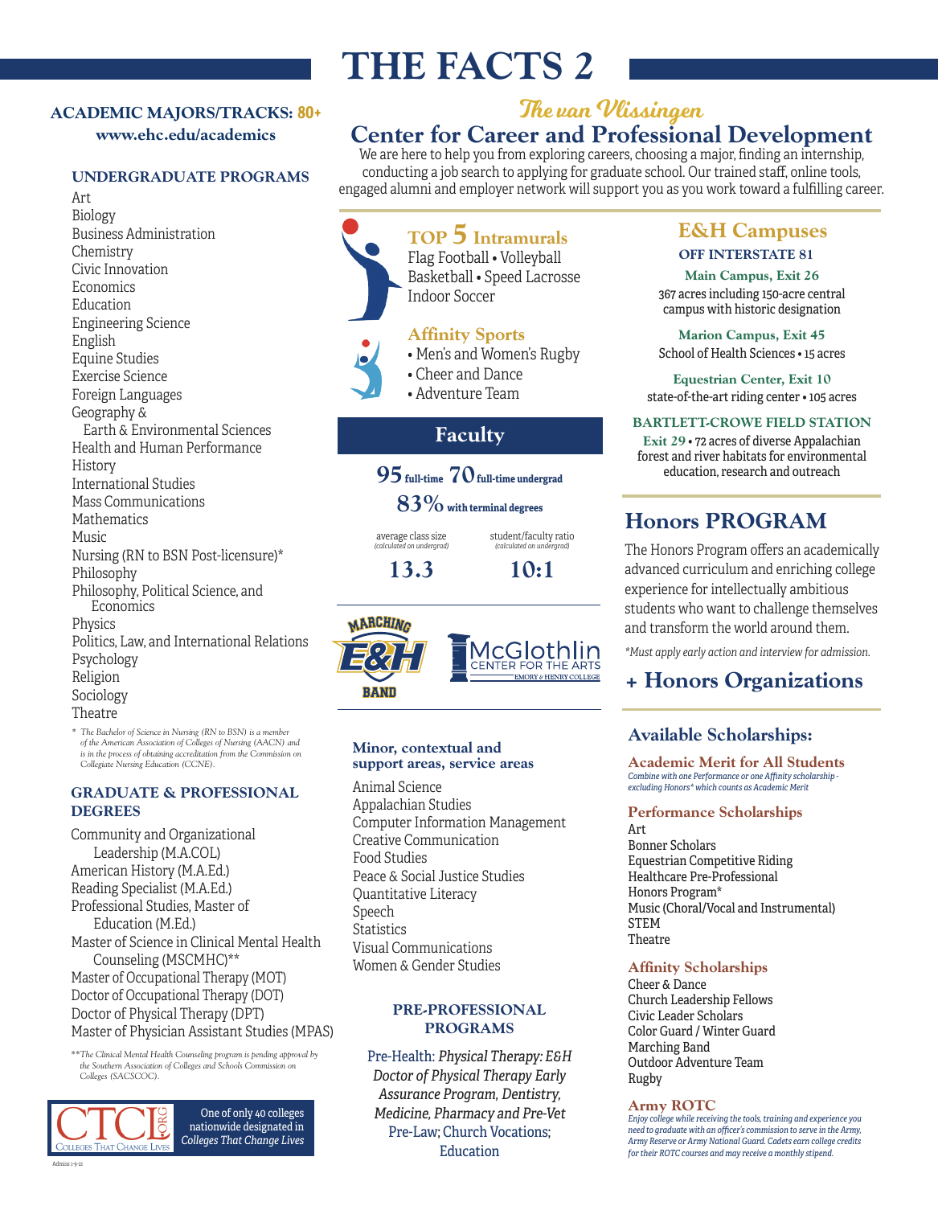# THE FACTS 2

## ACADEMIC MAJORS/TRACKS: 80+

www.ehc.edu/academics

### UNDERGRADUATE PROGRAMS

- Art
- Biology
- Business Administration
- Chemistry
- Civic Innovation
- Economics
- Education
- Engineering Science
- English
- Equine Studies
- Exercise Science
- Foreign Languages
- Geography & Earth & Environmental Sciences
- Health and Human Performance
- History
- International Studies
- Mass Communications
- Mathematics
- Music
- Nursing (RN to BSN Post-licensure)*
- Philosophy
- Philosophy, Political Science, and Economics
- Physics
- Politics, Law, and International Relations
- Psychology
- Religion
- Sociology
- Theatre

*\* The Bachelor of Science in Nursing (RN to BSN) is a member of the American Association of Colleges of Nursing (AACN) and is in the process of obtaining accreditation from the Commission on Collegiate Nursing Education (CCNE).*

### GRADUATE & PROFESSIONAL DEGREES

- Community and Organizational Leadership (M.A.COL)
- American History (M.A.Ed.)
- Reading Specialist (M.A.Ed.)
- Professional Studies, Master of Education (M.Ed.)
- Master of Science in Clinical Mental Health Counseling (MSCMHC)**
- Master of Occupational Therapy (MOT)
- Doctor of Occupational Therapy (DOT)
- Doctor of Physical Therapy (DPT)
- Master of Physician Assistant Studies (MPAS)

*\*\*The Clinical Mental Health Counseling program is pending approval by the Southern Association of Colleges and Schools Commission on Colleges (SACSCOC).*

CTCL.ORG Colleges That Change Lives — One of only 40 colleges nationwide designated in *Colleges That Change Lives*

Admiss 1-5-21

## The van Vlissingen Center for Career and Professional Development

We are here to help you from exploring careers, choosing a major, finding an internship, conducting a job search to applying for graduate school. Our trained staff, online tools, engaged alumni and employer network will support you as you work toward a fulfilling career.

### TOP 5 Intramurals

Flag Football • Volleyball
Basketball • Speed Lacrosse
Indoor Soccer

### Affinity Sports

- Men's and Women's Rugby
- Cheer and Dance
- Adventure Team

### Faculty

**95** full-time **70** full-time undergrad

**83%** with terminal degrees

| average class size *(calculated on undergrad)* | student/faculty ratio *(calculated on undergrad)* |
|---|---|
| **13.3** | **10:1** |

MARCHING E&H BAND

McGlothlin Center for the Arts — Emory & Henry College

### Minor, contextual and support areas, service areas

- Animal Science
- Appalachian Studies
- Computer Information Management
- Creative Communication
- Food Studies
- Peace & Social Justice Studies
- Quantitative Literacy
- Speech
- Statistics
- Visual Communications
- Women & Gender Studies

### PRE-PROFESSIONAL PROGRAMS

Pre-Health: *Physical Therapy: E&H Doctor of Physical Therapy Early Assurance Program, Dentistry, Medicine, Pharmacy and Pre-Vet*
Pre-Law; Church Vocations; Education

## E&H Campuses

**OFF INTERSTATE 81**

**Main Campus, Exit 26**
367 acres including 150-acre central campus with historic designation

**Marion Campus, Exit 45**
School of Health Sciences • 15 acres

**Equestrian Center, Exit 10**
state-of-the-art riding center • 105 acres

**BARTLETT-CROWE FIELD STATION**
**Exit 29** • 72 acres of diverse Appalachian forest and river habitats for environmental education, research and outreach

## Honors PROGRAM

The Honors Program offers an academically advanced curriculum and enriching college experience for intellectually ambitious students who want to challenge themselves and transform the world around them.

*\*Must apply early action and interview for admission.*

## + Honors Organizations

## Available Scholarships:

### Academic Merit for All Students

*Combine with one Performance or one Affinity scholarship - excluding Honors\* which counts as Academic Merit*

### Performance Scholarships

- Art
- Bonner Scholars
- Equestrian Competitive Riding
- Healthcare Pre-Professional
- Honors Program*
- Music (Choral/Vocal and Instrumental)
- STEM
- Theatre

### Affinity Scholarships

- Cheer & Dance
- Church Leadership Fellows
- Civic Leader Scholars
- Color Guard / Winter Guard
- Marching Band
- Outdoor Adventure Team
- Rugby

### Army ROTC

*Enjoy college while receiving the tools, training and experience you need to graduate with an officer's commission to serve in the Army, Army Reserve or Army National Guard. Cadets earn college credits for their ROTC courses and may receive a monthly stipend.*